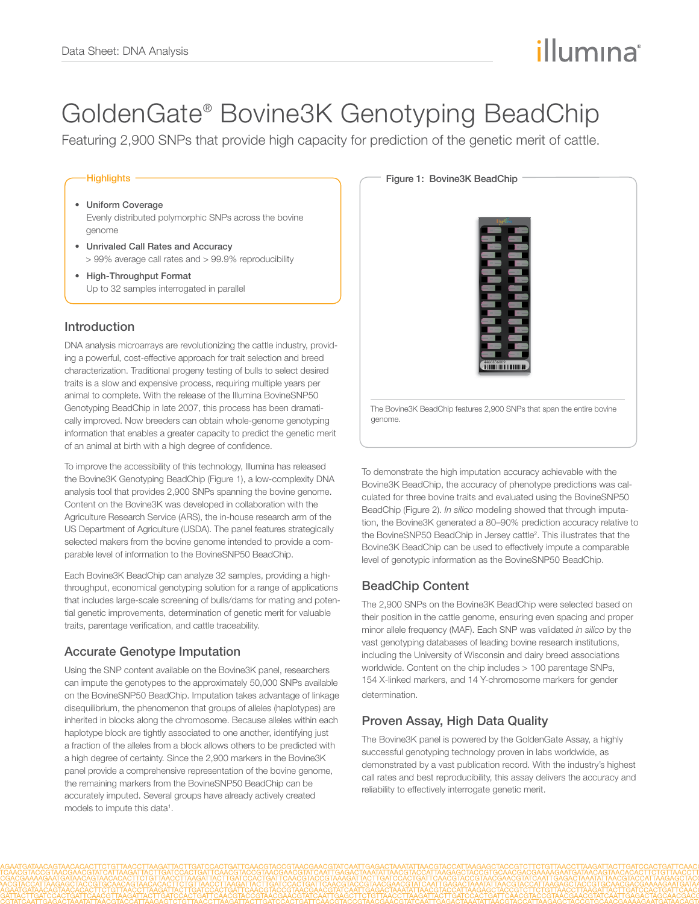# GoldenGate® Bovine3K Genotyping BeadChip

Featuring 2,900 SNPs that provide high capacity for prediction of the genetic merit of cattle.

## Highlights

- **Uniform Coverage**
  Evenly distributed polymorphic SNPs across the bovine genome
- **Unrivaled Call Rates and Accuracy**
  > 99% average call rates and > 99.9% reproducibility
- **High-Throughput Format**
  Up to 32 samples interrogated in parallel

## Introduction

DNA analysis microarrays are revolutionizing the cattle industry, providing a powerful, cost-effective approach for trait selection and breed characterization. Traditional progeny testing of bulls to select desired traits is a slow and expensive process, requiring multiple years per animal to complete. With the release of the Illumina BovineSNP50 Genotyping BeadChip in late 2007, this process has been dramatically improved. Now breeders can obtain whole-genome genotyping information that enables a greater capacity to predict the genetic merit of an animal at birth with a high degree of confidence.

To improve the accessibility of this technology, Illumina has released the Bovine3K Genotyping BeadChip (Figure 1), a low-complexity DNA analysis tool that provides 2,900 SNPs spanning the bovine genome. Content on the Bovine3K was developed in collaboration with the Agriculture Research Service (ARS), the in-house research arm of the US Department of Agriculture (USDA). The panel features strategically selected makers from the bovine genome intended to provide a comparable level of information to the BovineSNP50 BeadChip.

Each Bovine3K BeadChip can analyze 32 samples, providing a high-throughput, economical genotyping solution for a range of applications that includes large-scale screening of bulls/dams for mating and potential genetic improvements, determination of genetic merit for valuable traits, parentage verification, and cattle traceability.

## Accurate Genotype Imputation

Using the SNP content available on the Bovine3K panel, researchers can impute the genotypes to the approximately 50,000 SNPs available on the BovineSNP50 BeadChip. Imputation takes advantage of linkage disequilibrium, the phenomenon that groups of alleles (haplotypes) are inherited in blocks along the chromosome. Because alleles within each haplotype block are tightly associated to one another, identifying just a fraction of the alleles from a block allows others to be predicted with a high degree of certainty. Since the 2,900 markers in the Bovine3K panel provide a comprehensive representation of the bovine genome, the remaining markers from the BovineSNP50 BeadChip can be accurately imputed. Several groups have already actively created models to impute this data[1].

**Figure 1: Bovine3K BeadChip**

The Bovine3K BeadChip features 2,900 SNPs that span the entire bovine genome.

To demonstrate the high imputation accuracy achievable with the Bovine3K BeadChip, the accuracy of phenotype predictions was calculated for three bovine traits and evaluated using the BovineSNP50 BeadChip (Figure 2). *In silico* modeling showed that through imputation, the Bovine3K generated a 80–90% prediction accuracy relative to the BovineSNP50 BeadChip in Jersey cattle[2]. This illustrates that the Bovine3K BeadChip can be used to effectively impute a comparable level of genotypic information as the BovineSNP50 BeadChip.

## BeadChip Content

The 2,900 SNPs on the Bovine3K BeadChip were selected based on their position in the cattle genome, ensuring even spacing and proper minor allele frequency (MAF). Each SNP was validated *in silico* by the vast genotyping databases of leading bovine research institutions, including the University of Wisconsin and dairy breed associations worldwide. Content on the chip includes > 100 parentage SNPs, 154 X-linked markers, and 14 Y-chromosome markers for gender determination.

## Proven Assay, High Data Quality

The Bovine3K panel is powered by the GoldenGate Assay, a highly successful genotyping technology proven in labs worldwide, as demonstrated by a vast publication record. With the industry's highest call rates and best reproducibility, this assay delivers the accuracy and reliability to effectively interrogate genetic merit.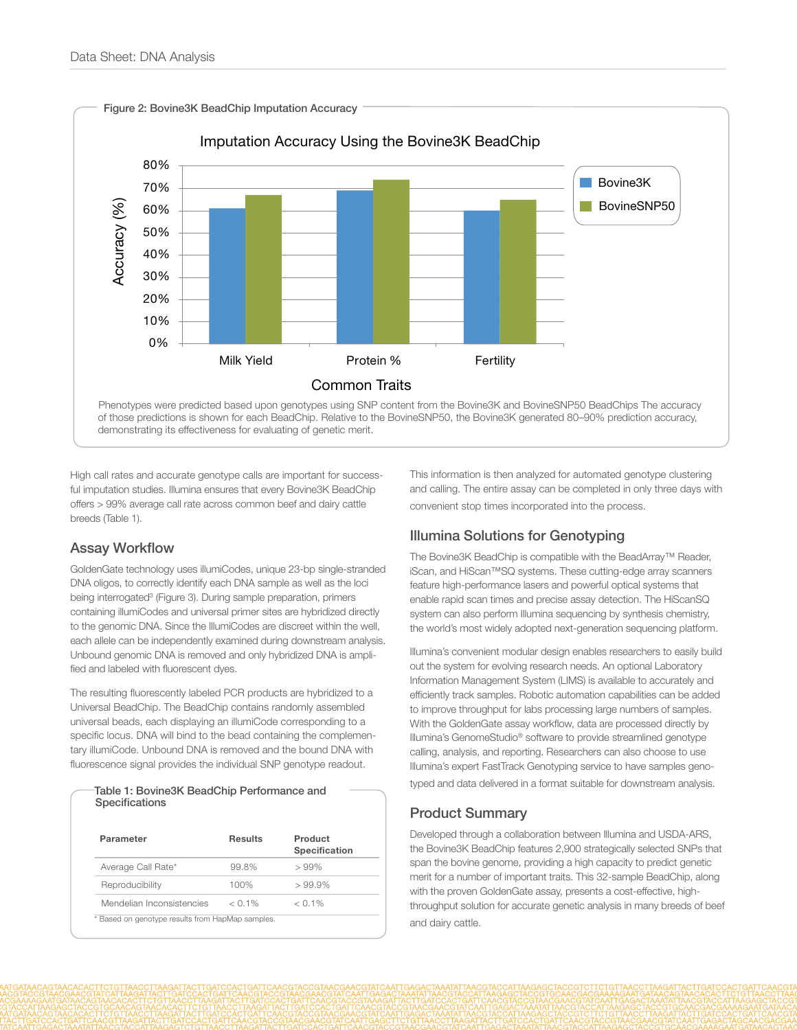Figure 2: Bovine3K BeadChip Imputation Accuracy

Phenotypes were predicted based upon genotypes using SNP content from the Bovine3K and BovineSNP50 BeadChips The accuracy of those predictions is shown for each BeadChip. Relative to the BovineSNP50, the Bovine3K generated 80–90% prediction accuracy, demonstrating its effectiveness for evaluating of genetic merit.

High call rates and accurate genotype calls are important for successful imputation studies. Illumina ensures that every Bovine3K BeadChip offers > 99% average call rate across common beef and dairy cattle breeds (Table 1).

## Assay Workflow

GoldenGate technology uses illumiCodes, unique 23-bp single-stranded DNA oligos, to correctly identify each DNA sample as well as the loci being interrogated[3] (Figure 3). During sample preparation, primers containing illumiCodes and universal primer sites are hybridized directly to the genomic DNA. Since the IllumiCodes are discreet within the well, each allele can be independently examined during downstream analysis. Unbound genomic DNA is removed and only hybridized DNA is amplified and labeled with fluorescent dyes.

The resulting fluorescently labeled PCR products are hybridized to a Universal BeadChip. The BeadChip contains randomly assembled universal beads, each displaying an illumiCode corresponding to a specific locus. DNA will bind to the bead containing the complementary illumiCode. Unbound DNA is removed and the bound DNA with fluorescence signal provides the individual SNP genotype readout.

Table 1: Bovine3K BeadChip Performance and Specifications

| Parameter | Results | Product Specification |
|---|---|---|
| Average Call Rate* | 99.8% | > 99% |
| Reproducibility | 100% | > 99.9% |
| Mendelian Inconsistencies | < 0.1% | < 0.1% |

* Based on genotype results from HapMap samples.

This information is then analyzed for automated genotype clustering and calling. The entire assay can be completed in only three days with convenient stop times incorporated into the process.

## Illumina Solutions for Genotyping

The Bovine3K BeadChip is compatible with the BeadArray™ Reader, iScan, and HiScan™SQ systems. These cutting-edge array scanners feature high-performance lasers and powerful optical systems that enable rapid scan times and precise assay detection. The HiScanSQ system can also perform Illumina sequencing by synthesis chemistry, the world's most widely adopted next-generation sequencing platform.

Illumina's convenient modular design enables researchers to easily build out the system for evolving research needs. An optional Laboratory Information Management System (LIMS) is available to accurately and efficiently track samples. Robotic automation capabilities can be added to improve throughput for labs processing large numbers of samples. With the GoldenGate assay workflow, data are processed directly by Illumina's GenomeStudio® software to provide streamlined genotype calling, analysis, and reporting. Researchers can also choose to use Illumina's expert FastTrack Genotyping service to have samples genotyped and data delivered in a format suitable for downstream analysis.

## Product Summary

Developed through a collaboration between Illumina and USDA-ARS, the Bovine3K BeadChip features 2,900 strategically selected SNPs that span the bovine genome, providing a high capacity to predict genetic merit for a number of important traits. This 32-sample BeadChip, along with the proven GoldenGate assay, presents a cost-effective, high-throughput solution for accurate genetic analysis in many breeds of beef and dairy cattle.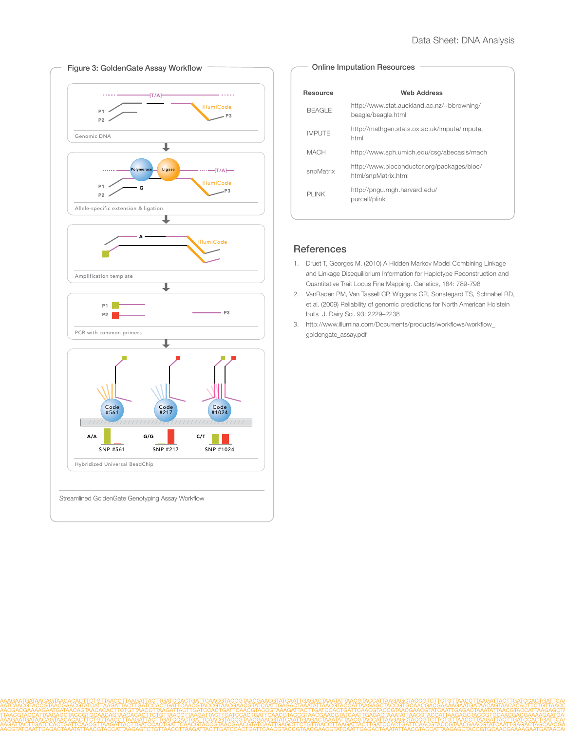## Figure 3: GoldenGate Assay Workflow

Genomic DNA

Allele-specific extension & ligation

Amplification template

PCR with common primers

Hybridized Universal BeadChip

Streamlined GoldenGate Genotyping Assay Workflow

## Online Imputation Resources

| Resource | Web Address |
|---|---|
| BEAGLE | http://www.stat.auckland.ac.nz/~bbrowning/beagle/beagle.html |
| IMPUTE | http://mathgen.stats.ox.ac.uk/impute/impute.html |
| MACH | http://www.sph.umich.edu/csg/abecasis/mach |
| snpMatrix | http://www.bioconductor.org/packages/bioc/html/snpMatrix.html |
| PLINK | http://pngu.mgh.harvard.edu/purcell/plink |

## References

1. Druet T, Georges M. (2010) A Hidden Markov Model Combining Linkage and Linkage Disequilibrium Information for Haplotype Reconstruction and Quantitative Trait Locus Fine Mapping. Genetics, 184: 789-798
2. VanRaden PM, Van Tassell CP, Wiggans GR, Sonstegard TS, Schnabel RD, et al. (2009) Reliability of genomic predictions for North American Holstein bulls J. Dairy Sci. 93: 2229–2238
3. http://www.illumina.com/Documents/products/workflows/workflow_goldengate_assay.pdf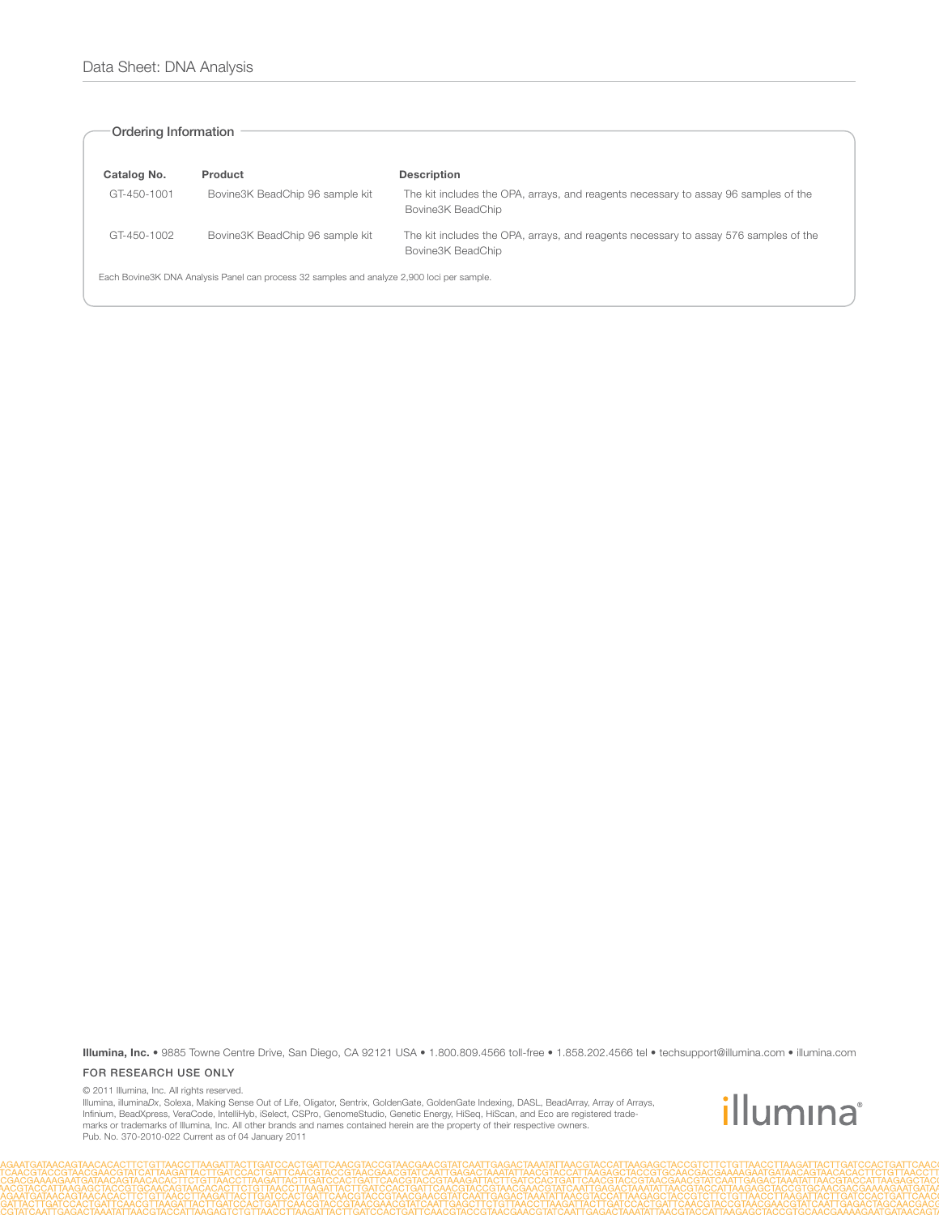## Ordering Information

| Catalog No. | Product | Description |
|---|---|---|
| GT-450-1001 | Bovine3K BeadChip 96 sample kit | The kit includes the OPA, arrays, and reagents necessary to assay 96 samples of the Bovine3K BeadChip |
| GT-450-1002 | Bovine3K BeadChip 96 sample kit | The kit includes the OPA, arrays, and reagents necessary to assay 576 samples of the Bovine3K BeadChip |

Each Bovine3K DNA Analysis Panel can process 32 samples and analyze 2,900 loci per sample.

**Illumina, Inc.** • 9885 Towne Centre Drive, San Diego, CA 92121 USA • 1.800.809.4566 toll-free • 1.858.202.4566 tel • techsupport@illumina.com • illumina.com

FOR RESEARCH USE ONLY

© 2011 Illumina, Inc. All rights reserved.
Illumina, illumina*Dx*, Solexa, Making Sense Out of Life, Oligator, Sentrix, GoldenGate, GoldenGate Indexing, DASL, BeadArray, Array of Arrays, Infinium, BeadXpress, VeraCode, IntelliHyb, iSelect, CSPro, GenomeStudio, Genetic Energy, HiSeq, HiScan, and Eco are registered trademarks or trademarks of Illumina, Inc. All other brands and names contained herein are the property of their respective owners.
Pub. No. 370-2010-022 Current as of 04 January 2011

illumina®